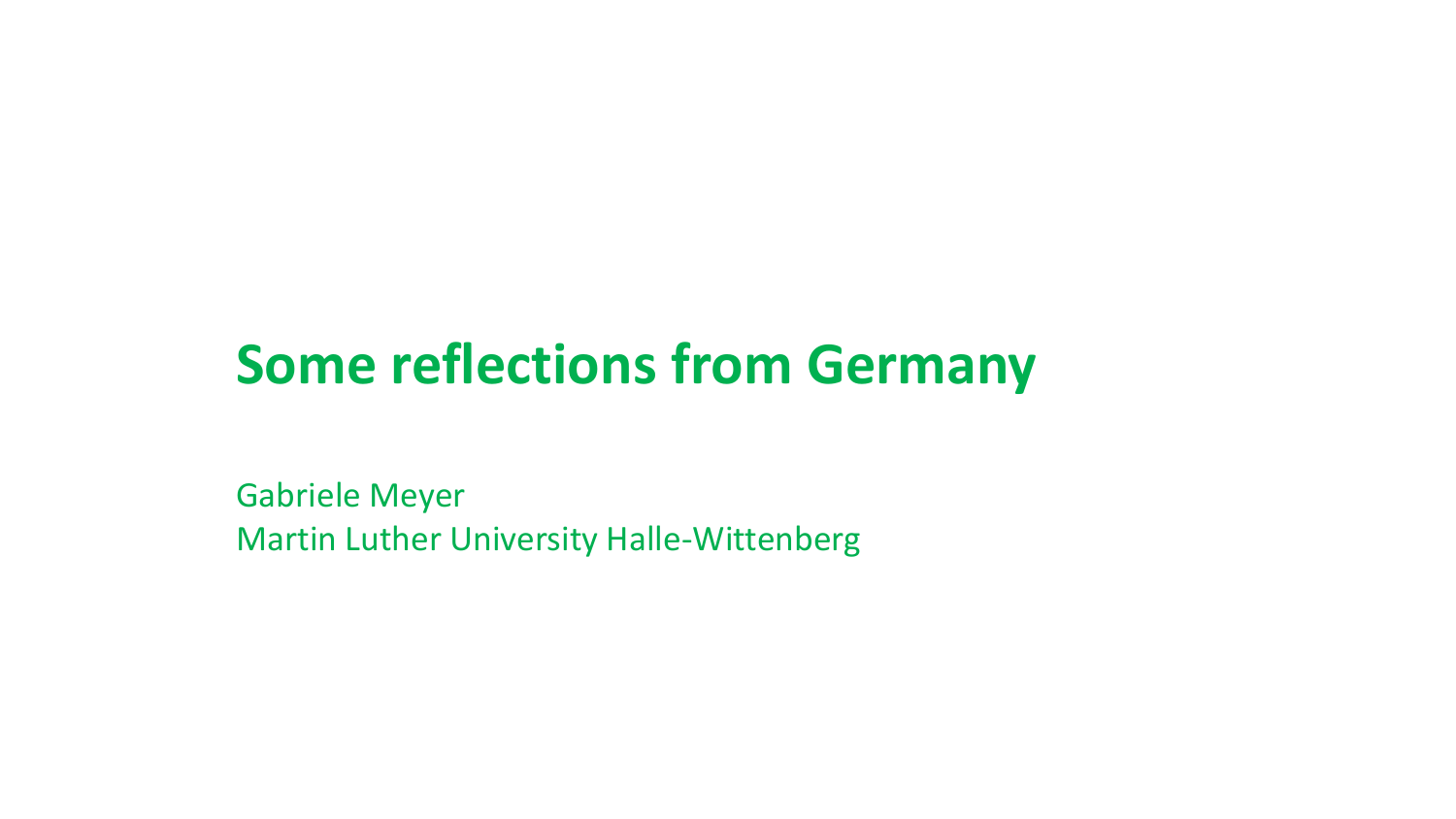# Some reflections from Germany

Gabriele Meyer
Martin Luther University Halle-Wittenberg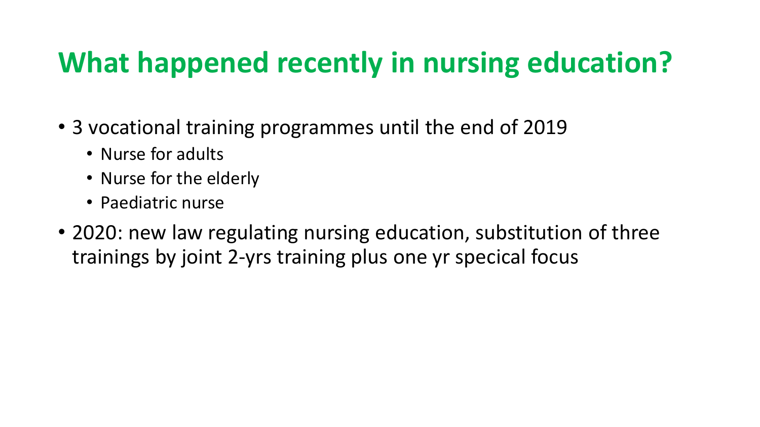# What happened recently in nursing education?

- 3 vocational training programmes until the end of 2019
  - Nurse for adults
  - Nurse for the elderly
  - Paediatric nurse
- 2020: new law regulating nursing education, substitution of three trainings by joint 2-yrs training plus one yr specical focus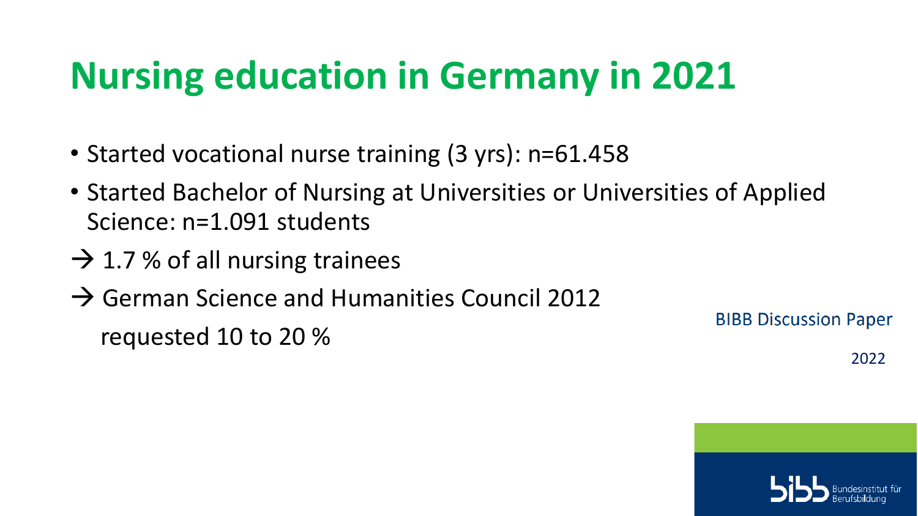# Nursing education in Germany in 2021

- Started vocational nurse training (3 yrs): n=61.458
- Started Bachelor of Nursing at Universities or Universities of Applied Science: n=1.091 students

→ 1.7 % of all nursing trainees

→ German Science and Humanities Council 2012 requested 10 to 20 %

BIBB Discussion Paper 2022

Bundesinstitut für Berufsbildung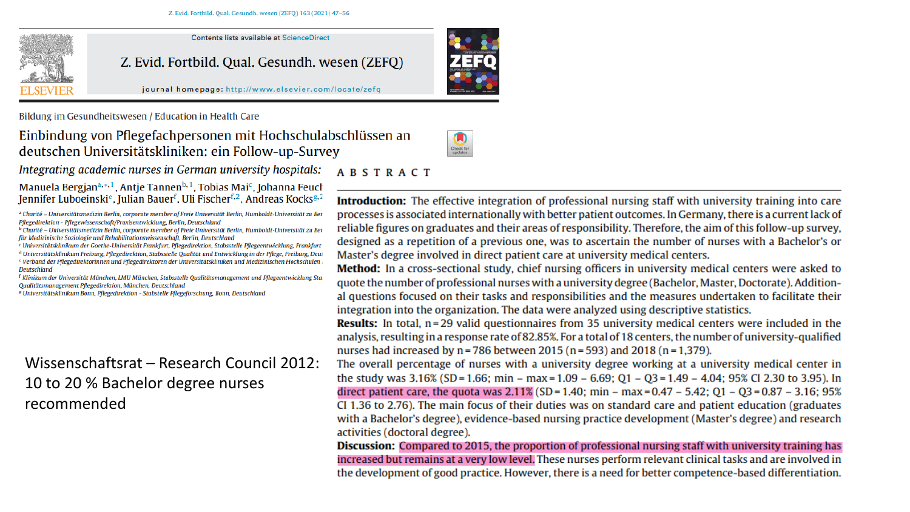Z. Evid. Fortbild. Qual. Gesundh. wesen (ZEFQ) 163 (2021) 47–56

Contents lists available at ScienceDirect

Z. Evid. Fortbild. Qual. Gesundh. wesen (ZEFQ)

journal homepage: http://www.elsevier.com/locate/zefq

Bildung im Gesundheitswesen / Education in Health Care

# Einbindung von Pflegefachpersonen mit Hochschulabschlüssen an deutschen Universitätskliniken: ein Follow-up-Survey

*Integrating academic nurses in German university hospitals:*

Manuela Bergjan[a,*,1], Antje Tannen[b,1], Tobias Mai[c], Johanna Feucl
Jennifer Luboeinski[e], Julian Bauer[f], Uli Fischer[f,2], Andreas Kocks[g,2]

[a] Charité – Universitätsmedizin Berlin, corporate member of Freie Universität Berlin, Humboldt-Universität zu Ber Pflegedirektion - Pflegewissenschaft/Praxisentwicklung, Berlin, Deutschland
[b] Charité – Universitätsmedizin Berlin, corporate member of Freie Universität Berlin, Humboldt-Universität zu Ber für Medizinische Soziologie und Rehabilitationswissenschaft, Berlin, Deutschland
[c] Universitätsklinikum der Goethe-Universität Frankfurt, Pflegedirektion, Stabsstelle Pflegeentwicklung, Frankfurt
[d] Universitätsklinikum Freiburg, Pflegedirektion, Stabsstelle Qualität und Entwicklung in der Pflege, Freiburg, Deu
[e] Verband der Pflegedirektorinnen und Pflegedirektoren der Universitätskliniken und Medizinischen Hochschulen Deutschland
[f] Klinikum der Universität München, LMU München, Stabsstelle Qualitätsmanagement und Pflegeentwicklung Sta Qualitätsmanagement Pflegedirektion, München, Deutschland
[g] Universitätsklinikum Bonn, Pflegedirektion - Stabsstelle Pflegeforschung, Bonn, Deutschland

Wissenschaftsrat – Research Council 2012: 10 to 20 % Bachelor degree nurses recommended

## ABSTRACT

**Introduction:** The effective integration of professional nursing staff with university training into care processes is associated internationally with better patient outcomes. In Germany, there is a current lack of reliable figures on graduates and their areas of responsibility. Therefore, the aim of this follow-up survey, designed as a repetition of a previous one, was to ascertain the number of nurses with a Bachelor's or Master's degree involved in direct patient care at university medical centers.

**Method:** In a cross-sectional study, chief nursing officers in university medical centers were asked to quote the number of professional nurses with a university degree (Bachelor, Master, Doctorate). Additional questions focused on their tasks and responsibilities and the measures undertaken to facilitate their integration into the organization. The data were analyzed using descriptive statistics.

**Results:** In total, n = 29 valid questionnaires from 35 university medical centers were included in the analysis, resulting in a response rate of 82.85%. For a total of 18 centers, the number of university-qualified nurses had increased by n = 786 between 2015 (n = 593) and 2018 (n = 1,379). The overall percentage of nurses with a university degree working at a university medical center in the study was 3.16% (SD = 1.66; min – max = 1.09 – 6.69; Q1 – Q3 = 1.49 – 4.04; 95% CI 2.30 to 3.95). In direct patient care, the quota was 2.11% (SD = 1.40; min – max = 0.47 – 5.42; Q1 – Q3 = 0.87 – 3.16; 95% CI 1.36 to 2.76). The main focus of their duties was on standard care and patient education (graduates with a Bachelor's degree), evidence-based nursing practice development (Master's degree) and research activities (doctoral degree).

**Discussion:** Compared to 2015, the proportion of professional nursing staff with university training has increased but remains at a very low level. These nurses perform relevant clinical tasks and are involved in the development of good practice. However, there is a need for better competence-based differentiation.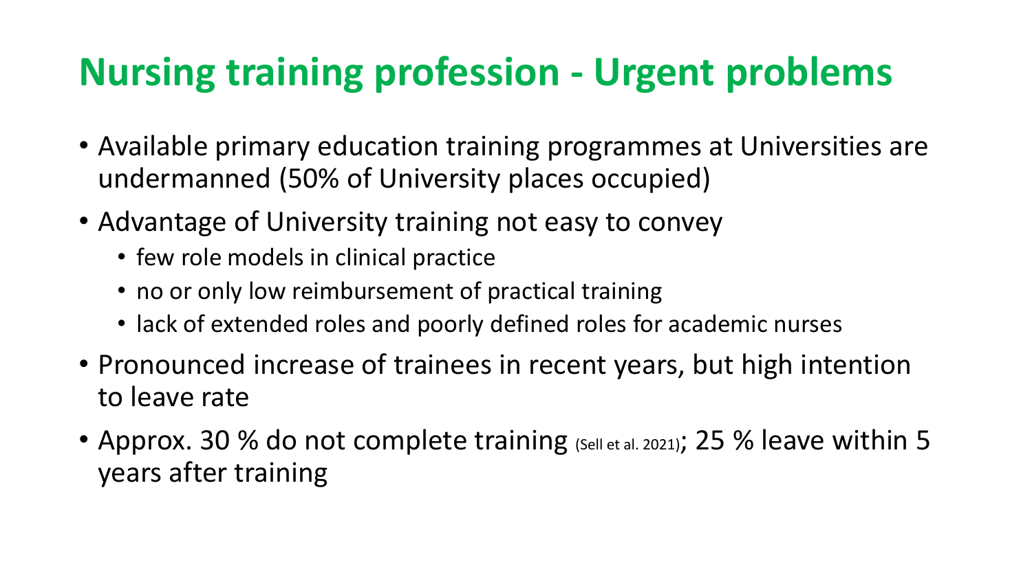# Nursing training profession - Urgent problems

- Available primary education training programmes at Universities are undermanned (50% of University places occupied)
- Advantage of University training not easy to convey
  - few role models in clinical practice
  - no or only low reimbursement of practical training
  - lack of extended roles and poorly defined roles for academic nurses
- Pronounced increase of trainees in recent years, but high intention to leave rate
- Approx. 30 % do not complete training (Sell et al. 2021); 25 % leave within 5 years after training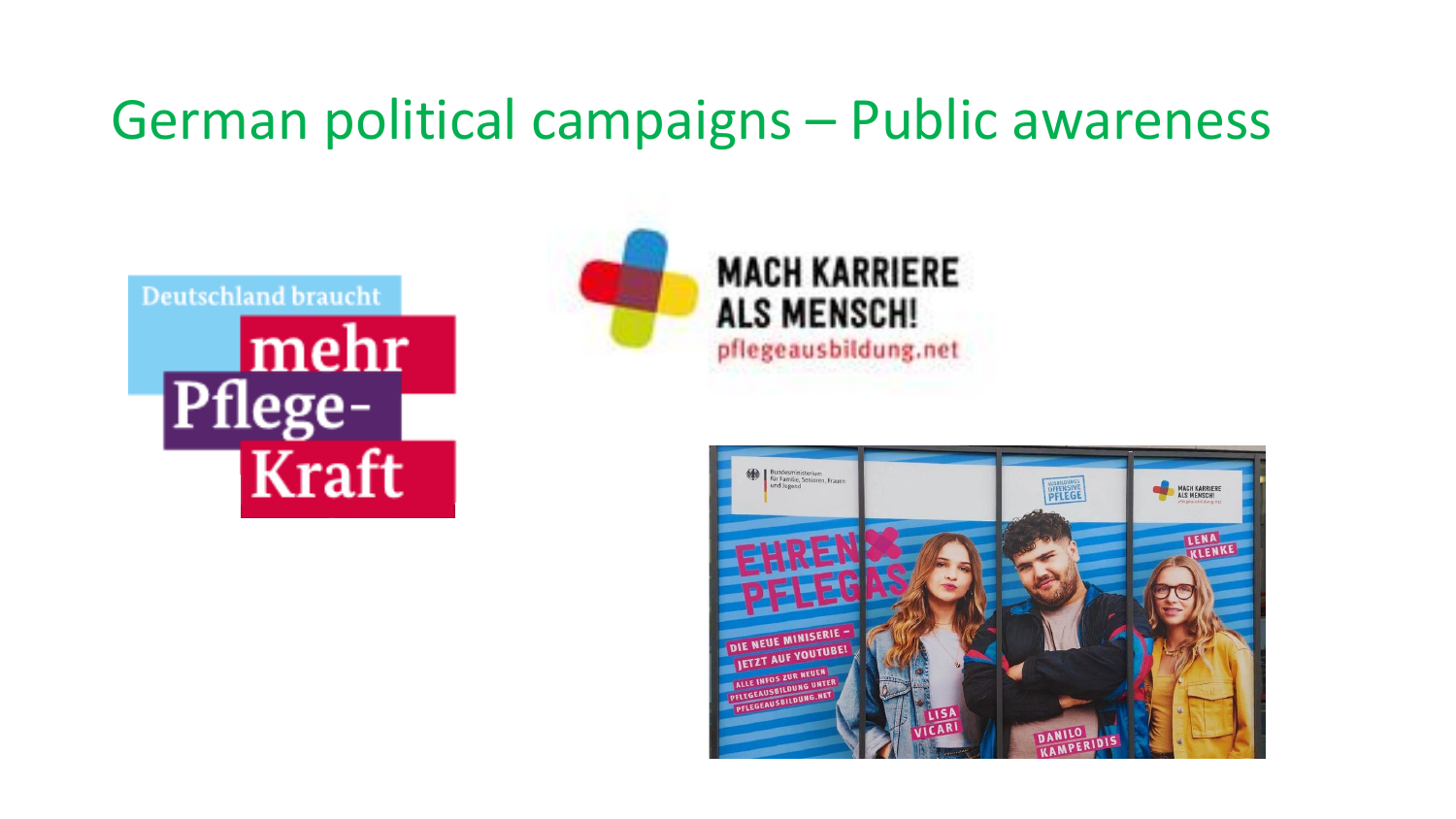# German political campaigns – Public awareness

Deutschland braucht mehr Pflege-Kraft

MACH KARRIERE ALS MENSCH!
pflegeausbildung.net

Bundesministerium für Familie, Senioren, Frauen und Jugend

AUSBILDUNGSOFFENSIVE PFLEGE

MACH KARRIERE ALS MENSCH!

EHRENPFLEGAS

DIE NEUE MINISERIE – JETZT AUF YOUTUBE!

ALLE INFOS ZUR NEUEN PFLEGEAUSBILDUNG UNTER PFLEGEAUSBILDUNG.NET

LISA VICARI

DANILO KAMPERIDIS

LENA KLENKE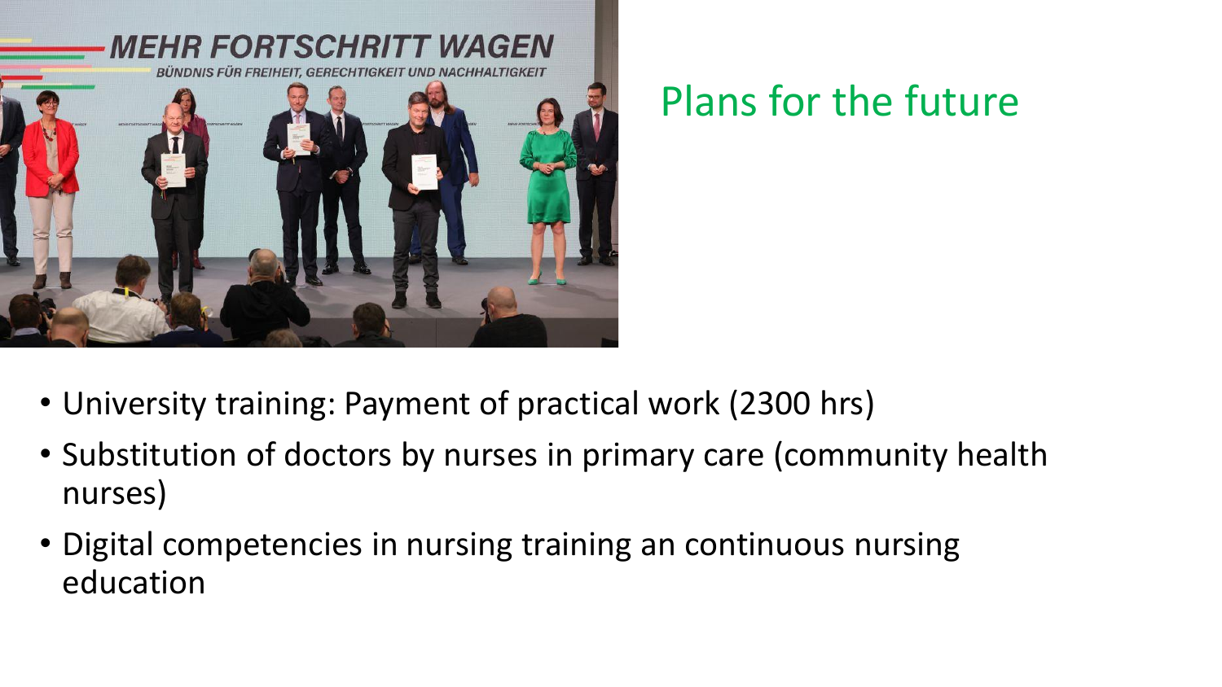## Plans for the future

- University training: Payment of practical work (2300 hrs)
- Substitution of doctors by nurses in primary care (community health nurses)
- Digital competencies in nursing training an continuous nursing education